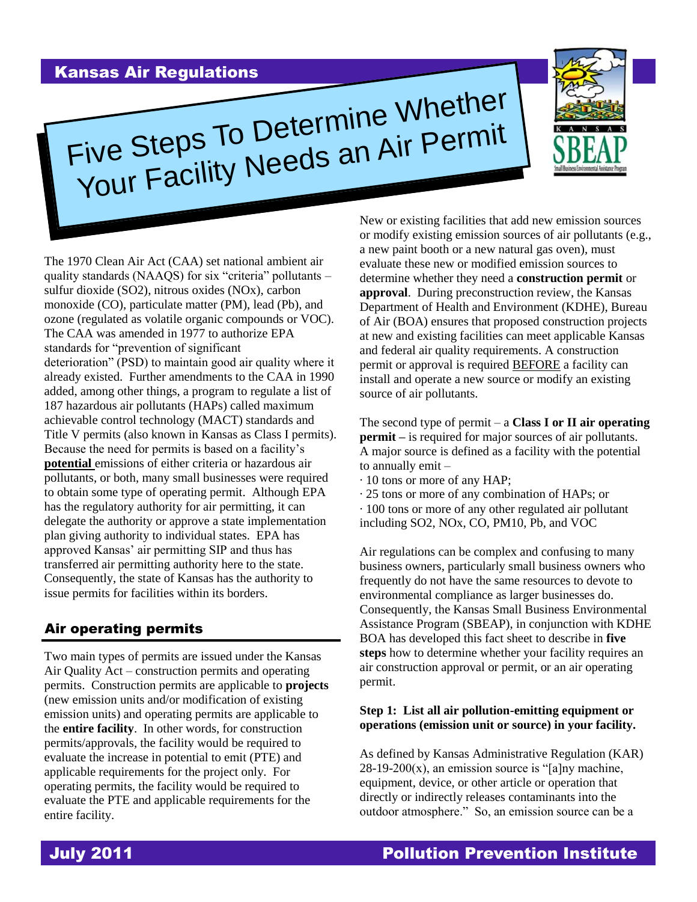# Kansas Air Regulations

# Five Steps To Determine Whether Your Facility Needs an Air Permit

The 1970 Clean Air Act (CAA) set national ambient air quality standards (NAAQS) for six "criteria" pollutants – sulfur dioxide (SO2), nitrous oxides (NOx), carbon monoxide (CO), particulate matter (PM), lead (Pb), and ozone (regulated as volatile organic compounds or VOC). The CAA was amended in 1977 to authorize EPA standards for "prevention of significant deterioration" (PSD) to maintain good air quality where it already existed. Further amendments to the CAA in 1990 added, among other things, a program to regulate a list of 187 hazardous air pollutants (HAPs) called maximum achievable control technology (MACT) standards and Title V permits (also known in Kansas as Class I permits). Because the need for permits is based on a facility's **potential** emissions of either criteria or hazardous air pollutants, or both, many small businesses were required to obtain some type of operating permit. Although EPA has the regulatory authority for air permitting, it can delegate the authority or approve a state implementation plan giving authority to individual states. EPA has approved Kansas' air permitting SIP and thus has transferred air permitting authority here to the state. Consequently, the state of Kansas has the authority to issue permits for facilities within its borders.

## Air operating permits

Two main types of permits are issued under the Kansas Air Quality Act – construction permits and operating permits. Construction permits are applicable to **projects** (new emission units and/or modification of existing emission units) and operating permits are applicable to the **entire facility**. In other words, for construction permits/approvals, the facility would be required to evaluate the increase in potential to emit (PTE) and applicable requirements for the project only. For operating permits, the facility would be required to evaluate the PTE and applicable requirements for the entire facility.

New or existing facilities that add new emission sources or modify existing emission sources of air pollutants (e.g., a new paint booth or a new natural gas oven), must evaluate these new or modified emission sources to determine whether they need a **construction permit** or **approval**. During preconstruction review, the Kansas Department of Health and Environment (KDHE), Bureau of Air (BOA) ensures that proposed construction projects at new and existing facilities can meet applicable Kansas and federal air quality requirements. A construction permit or approval is required BEFORE a facility can install and operate a new source or modify an existing source of air pollutants.

The second type of permit – a **Class I or II air operating permit –** is required for major sources of air pollutants. A major source is defined as a facility with the potential to annually emit –

- 10 tons or more of any HAP;
- 25 tons or more of any combination of HAPs; or
- 100 tons or more of any other regulated air pollutant including SO2, NOx, CO, PM10, Pb, and VOC

Air regulations can be complex and confusing to many business owners, particularly small business owners who frequently do not have the same resources to devote to environmental compliance as larger businesses do. Consequently, the Kansas Small Business Environmental Assistance Program (SBEAP), in conjunction with KDHE BOA has developed this fact sheet to describe in **five steps** how to determine whether your facility requires an air construction approval or permit, or an air operating permit.

**Step 1: List all air pollution-emitting equipment or operations (emission unit or source) in your facility.**

As defined by Kansas Administrative Regulation (KAR) 28-19-200(x), an emission source is "[a]ny machine, equipment, device, or other article or operation that directly or indirectly releases contaminants into the outdoor atmosphere." So, an emission source can be a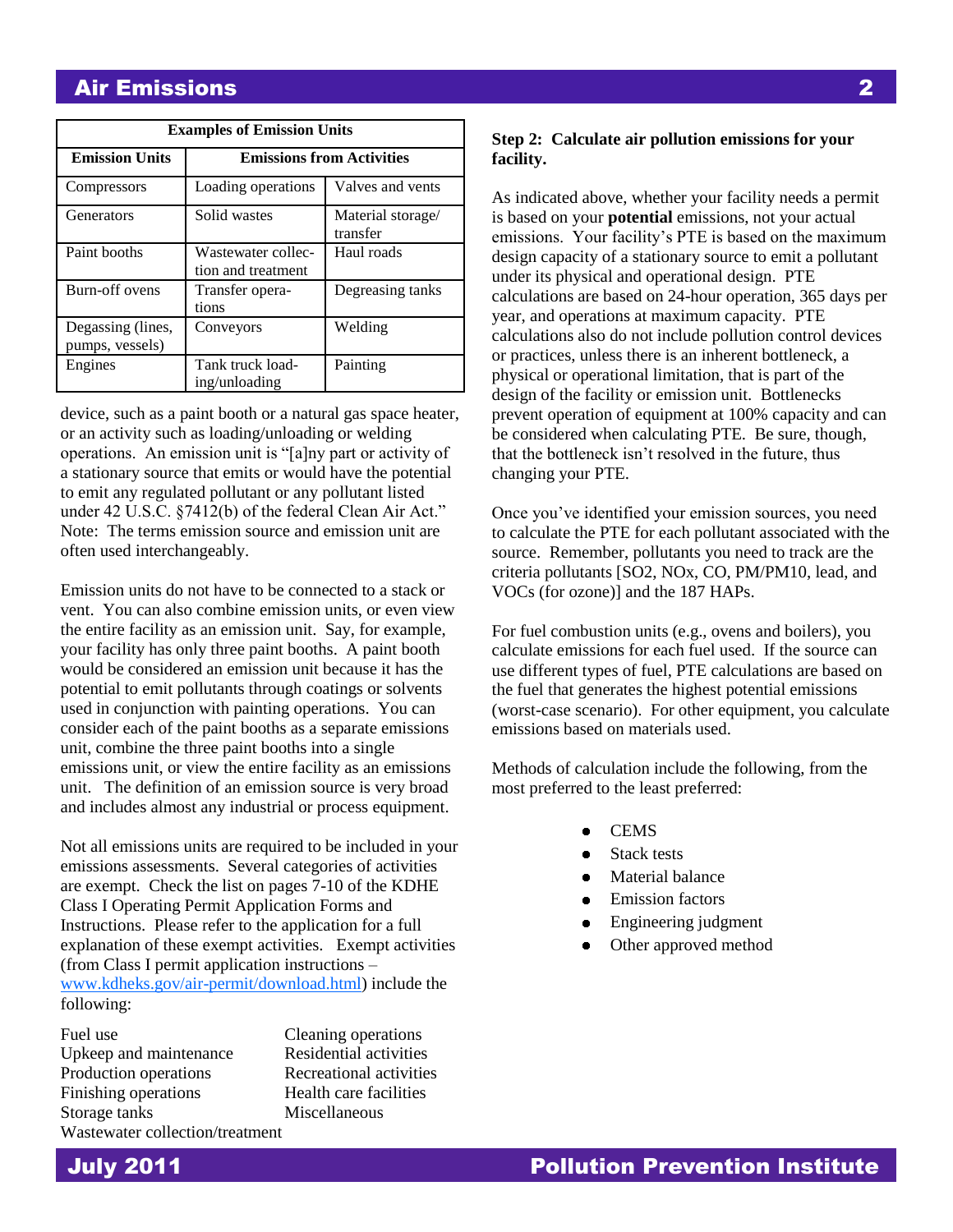| Examples of Emission Units | | |
|---|---|---|
| **Emission Units** | **Emissions from Activities** | |
| Compressors | Loading operations | Valves and vents |
| Generators | Solid wastes | Material storage/ transfer |
| Paint booths | Wastewater collection and treatment | Haul roads |
| Burn-off ovens | Transfer operations | Degreasing tanks |
| Degassing (lines, pumps, vessels) | Conveyors | Welding |
| Engines | Tank truck loading/unloading | Painting |

device, such as a paint booth or a natural gas space heater, or an activity such as loading/unloading or welding operations. An emission unit is "[a]ny part or activity of a stationary source that emits or would have the potential to emit any regulated pollutant or any pollutant listed under 42 U.S.C. §7412(b) of the federal Clean Air Act." Note: The terms emission source and emission unit are often used interchangeably.

Emission units do not have to be connected to a stack or vent. You can also combine emission units, or even view the entire facility as an emission unit. Say, for example, your facility has only three paint booths. A paint booth would be considered an emission unit because it has the potential to emit pollutants through coatings or solvents used in conjunction with painting operations. You can consider each of the paint booths as a separate emissions unit, combine the three paint booths into a single emissions unit, or view the entire facility as an emissions unit. The definition of an emission source is very broad and includes almost any industrial or process equipment.

Not all emissions units are required to be included in your emissions assessments. Several categories of activities are exempt. Check the list on pages 7-10 of the KDHE Class I Operating Permit Application Forms and Instructions. Please refer to the application for a full explanation of these exempt activities. Exempt activities (from Class I permit application instructions – www.kdheks.gov/air-permit/download.html) include the following:

- Fuel use
- Upkeep and maintenance
- Production operations
- Finishing operations
- Storage tanks
- Wastewater collection/treatment
- Cleaning operations
- Residential activities
- Recreational activities
- Health care facilities
- Miscellaneous

**Step 2: Calculate air pollution emissions for your facility.**

As indicated above, whether your facility needs a permit is based on your **potential** emissions, not your actual emissions. Your facility's PTE is based on the maximum design capacity of a stationary source to emit a pollutant under its physical and operational design. PTE calculations are based on 24-hour operation, 365 days per year, and operations at maximum capacity. PTE calculations also do not include pollution control devices or practices, unless there is an inherent bottleneck, a physical or operational limitation, that is part of the design of the facility or emission unit. Bottlenecks prevent operation of equipment at 100% capacity and can be considered when calculating PTE. Be sure, though, that the bottleneck isn't resolved in the future, thus changing your PTE.

Once you've identified your emission sources, you need to calculate the PTE for each pollutant associated with the source. Remember, pollutants you need to track are the criteria pollutants [$SO_2$, $NO_x$, CO, PM/PM10, lead, and VOCs (for ozone)] and the 187 HAPs.

For fuel combustion units (e.g., ovens and boilers), you calculate emissions for each fuel used. If the source can use different types of fuel, PTE calculations are based on the fuel that generates the highest potential emissions (worst-case scenario). For other equipment, you calculate emissions based on materials used.

Methods of calculation include the following, from the most preferred to the least preferred:

- CEMS
- Stack tests
- Material balance
- Emission factors
- Engineering judgment
- Other approved method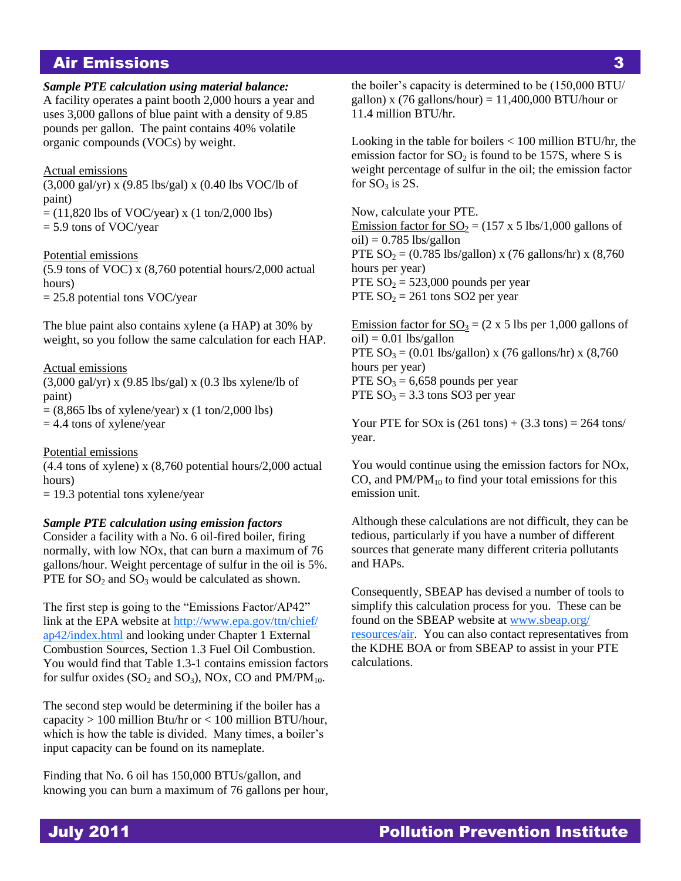***Sample PTE calculation using material balance:***
A facility operates a paint booth 2,000 hours a year and uses 3,000 gallons of blue paint with a density of 9.85 pounds per gallon. The paint contains 40% volatile organic compounds (VOCs) by weight.

Actual emissions
(3,000 gal/yr) x (9.85 lbs/gal) x (0.40 lbs VOC/lb of paint)
= (11,820 lbs of VOC/year) x (1 ton/2,000 lbs)
= 5.9 tons of VOC/year

Potential emissions
(5.9 tons of VOC) x (8,760 potential hours/2,000 actual hours)
= 25.8 potential tons VOC/year

The blue paint also contains xylene (a HAP) at 30% by weight, so you follow the same calculation for each HAP.

Actual emissions
(3,000 gal/yr) x (9.85 lbs/gal) x (0.3 lbs xylene/lb of paint)
= (8,865 lbs of xylene/year) x (1 ton/2,000 lbs)
= 4.4 tons of xylene/year

Potential emissions
(4.4 tons of xylene) x (8,760 potential hours/2,000 actual hours)
= 19.3 potential tons xylene/year

***Sample PTE calculation using emission factors***
Consider a facility with a No. 6 oil-fired boiler, firing normally, with low NOx, that can burn a maximum of 76 gallons/hour. Weight percentage of sulfur in the oil is 5%. PTE for $SO_2$ and $SO_3$ would be calculated as shown.

The first step is going to the "Emissions Factor/AP42" link at the EPA website at http://www.epa.gov/ttn/chief/ap42/index.html and looking under Chapter 1 External Combustion Sources, Section 1.3 Fuel Oil Combustion. You would find that Table 1.3-1 contains emission factors for sulfur oxides ($SO_2$ and $SO_3$), NOx, CO and PM/$PM_{10}$.

The second step would be determining if the boiler has a capacity > 100 million Btu/hr or < 100 million BTU/hour, which is how the table is divided. Many times, a boiler's input capacity can be found on its nameplate.

Finding that No. 6 oil has 150,000 BTUs/gallon, and knowing you can burn a maximum of 76 gallons per hour, the boiler's capacity is determined to be (150,000 BTU/gallon) x (76 gallons/hour) = 11,400,000 BTU/hour or 11.4 million BTU/hr.

Looking in the table for boilers < 100 million BTU/hr, the emission factor for $SO_2$ is found to be 157S, where S is weight percentage of sulfur in the oil; the emission factor for $SO_3$ is 2S.

Now, calculate your PTE.
Emission factor for $SO_2$ = (157 x 5 lbs/1,000 gallons of oil) = 0.785 lbs/gallon
PTE $SO_2$ = (0.785 lbs/gallon) x (76 gallons/hr) x (8,760 hours per year)
PTE $SO_2$ = 523,000 pounds per year
PTE $SO_2$ = 261 tons SO2 per year

Emission factor for $SO_3$ = (2 x 5 lbs per 1,000 gallons of oil) = 0.01 lbs/gallon
PTE $SO_3$ = (0.01 lbs/gallon) x (76 gallons/hr) x (8,760 hours per year)
PTE $SO_3$ = 6,658 pounds per year
PTE $SO_3$ = 3.3 tons SO3 per year

Your PTE for SOx is (261 tons) + (3.3 tons) = 264 tons/year.

You would continue using the emission factors for NOx, CO, and PM/$PM_{10}$ to find your total emissions for this emission unit.

Although these calculations are not difficult, they can be tedious, particularly if you have a number of different sources that generate many different criteria pollutants and HAPs.

Consequently, SBEAP has devised a number of tools to simplify this calculation process for you. These can be found on the SBEAP website at www.sbeap.org/resources/air. You can also contact representatives from the KDHE BOA or from SBEAP to assist in your PTE calculations.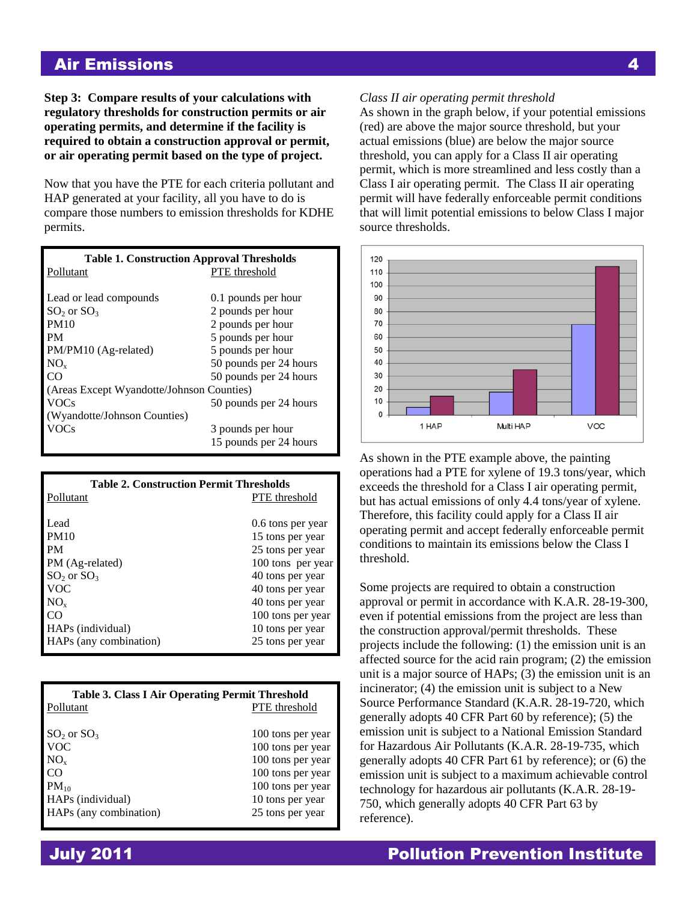**Step 3: Compare results of your calculations with regulatory thresholds for construction permits or air operating permits, and determine if the facility is required to obtain a construction approval or permit, or air operating permit based on the type of project.**

Now that you have the PTE for each criteria pollutant and HAP generated at your facility, all you have to do is compare those numbers to emission thresholds for KDHE permits.

**Table 1. Construction Approval Thresholds**

| Pollutant | PTE threshold |
|---|---|
| Lead or lead compounds | 0.1 pounds per hour |
| $SO_2$ or $SO_3$ | 2 pounds per hour |
| PM10 | 2 pounds per hour |
| PM | 5 pounds per hour |
| PM/PM10 (Ag-related) | 5 pounds per hour |
| $NO_x$ | 50 pounds per 24 hours |
| CO | 50 pounds per 24 hours |
| (Areas Except Wyandotte/Johnson Counties) | |
| VOCs | 50 pounds per 24 hours |
| (Wyandotte/Johnson Counties) | |
| VOCs | 3 pounds per hour<br>15 pounds per 24 hours |

**Table 2. Construction Permit Thresholds**

| Pollutant | PTE threshold |
|---|---|
| Lead | 0.6 tons per year |
| PM10 | 15 tons per year |
| PM | 25 tons per year |
| PM (Ag-related) | 100 tons per year |
| $SO_2$ or $SO_3$ | 40 tons per year |
| VOC | 40 tons per year |
| $NO_x$ | 40 tons per year |
| CO | 100 tons per year |
| HAPs (individual) | 10 tons per year |
| HAPs (any combination) | 25 tons per year |

**Table 3. Class I Air Operating Permit Threshold**

| Pollutant | PTE threshold |
|---|---|
| $SO_2$ or $SO_3$ | 100 tons per year |
| VOC | 100 tons per year |
| $NO_x$ | 100 tons per year |
| CO | 100 tons per year |
| $PM_{10}$ | 100 tons per year |
| HAPs (individual) | 10 tons per year |
| HAPs (any combination) | 25 tons per year |

*Class II air operating permit threshold*

As shown in the graph below, if your potential emissions (red) are above the major source threshold, but your actual emissions (blue) are below the major source threshold, you can apply for a Class II air operating permit, which is more streamlined and less costly than a Class I air operating permit. The Class II air operating permit will have federally enforceable permit conditions that will limit potential emissions to below Class I major source thresholds.

As shown in the PTE example above, the painting operations had a PTE for xylene of 19.3 tons/year, which exceeds the threshold for a Class I air operating permit, but has actual emissions of only 4.4 tons/year of xylene. Therefore, this facility could apply for a Class II air operating permit and accept federally enforceable permit conditions to maintain its emissions below the Class I threshold.

Some projects are required to obtain a construction approval or permit in accordance with K.A.R. 28-19-300, even if potential emissions from the project are less than the construction approval/permit thresholds. These projects include the following: (1) the emission unit is an affected source for the acid rain program; (2) the emission unit is a major source of HAPs; (3) the emission unit is an incinerator; (4) the emission unit is subject to a New Source Performance Standard (K.A.R. 28-19-720, which generally adopts 40 CFR Part 60 by reference); (5) the emission unit is subject to a National Emission Standard for Hazardous Air Pollutants (K.A.R. 28-19-735, which generally adopts 40 CFR Part 61 by reference); or (6) the emission unit is subject to a maximum achievable control technology for hazardous air pollutants (K.A.R. 28-19-750, which generally adopts 40 CFR Part 63 by reference).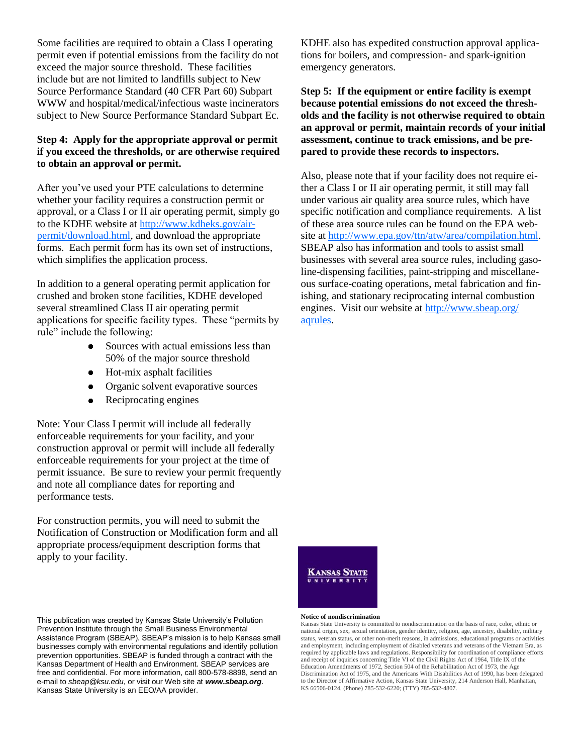Some facilities are required to obtain a Class I operating permit even if potential emissions from the facility do not exceed the major source threshold. These facilities include but are not limited to landfills subject to New Source Performance Standard (40 CFR Part 60) Subpart WWW and hospital/medical/infectious waste incinerators subject to New Source Performance Standard Subpart Ec.

**Step 4: Apply for the appropriate approval or permit if you exceed the thresholds, or are otherwise required to obtain an approval or permit.**

After you've used your PTE calculations to determine whether your facility requires a construction permit or approval, or a Class I or II air operating permit, simply go to the KDHE website at [http://www.kdheks.gov/air-permit/download.html](http://www.kdheks.gov/air-permit/download.html), and download the appropriate forms. Each permit form has its own set of instructions, which simplifies the application process.

In addition to a general operating permit application for crushed and broken stone facilities, KDHE developed several streamlined Class II air operating permit applications for specific facility types. These "permits by rule" include the following:

- Sources with actual emissions less than 50% of the major source threshold
- Hot-mix asphalt facilities
- Organic solvent evaporative sources
- Reciprocating engines

Note: Your Class I permit will include all federally enforceable requirements for your facility, and your construction approval or permit will include all federally enforceable requirements for your project at the time of permit issuance. Be sure to review your permit frequently and note all compliance dates for reporting and performance tests.

For construction permits, you will need to submit the Notification of Construction or Modification form and all appropriate process/equipment description forms that apply to your facility.

KDHE also has expedited construction approval applications for boilers, and compression- and spark-ignition emergency generators.

**Step 5: If the equipment or entire facility is exempt because potential emissions do not exceed the thresholds and the facility is not otherwise required to obtain an approval or permit, maintain records of your initial assessment, continue to track emissions, and be prepared to provide these records to inspectors.**

Also, please note that if your facility does not require either a Class I or II air operating permit, it still may fall under various air quality area source rules, which have specific notification and compliance requirements. A list of these area source rules can be found on the EPA website at [http://www.epa.gov/ttn/atw/area/compilation.html](http://www.epa.gov/ttn/atw/area/compilation.html). SBEAP also has information and tools to assist small businesses with several area source rules, including gasoline-dispensing facilities, paint-stripping and miscellaneous surface-coating operations, metal fabrication and finishing, and stationary reciprocating internal combustion engines. Visit our website at [http://www.sbeap.org/aqrules](http://www.sbeap.org/aqrules).

This publication was created by Kansas State University's Pollution Prevention Institute through the Small Business Environmental Assistance Program (SBEAP). SBEAP's mission is to help Kansas small businesses comply with environmental regulations and identify pollution prevention opportunities. SBEAP is funded through a contract with the Kansas Department of Health and Environment. SBEAP services are free and confidential. For more information, call 800-578-8898, send an e-mail to *sbeap@ksu.edu*, or visit our Web site at ***www.sbeap.org***. Kansas State University is an EEO/AA provider.

KANSAS STATE UNIVERSITY

**Notice of nondiscrimination**

Kansas State University is committed to nondiscrimination on the basis of race, color, ethnic or national origin, sex, sexual orientation, gender identity, religion, age, ancestry, disability, military status, veteran status, or other non-merit reasons, in admissions, educational programs or activities and employment, including employment of disabled veterans and veterans of the Vietnam Era, as required by applicable laws and regulations. Responsibility for coordination of compliance efforts and receipt of inquiries concerning Title VI of the Civil Rights Act of 1964, Title IX of the Education Amendments of 1972, Section 504 of the Rehabilitation Act of 1973, the Age Discrimination Act of 1975, and the Americans With Disabilities Act of 1990, has been delegated to the Director of Affirmative Action, Kansas State University, 214 Anderson Hall, Manhattan, KS 66506-0124, (Phone) 785-532-6220; (TTY) 785-532-4807.